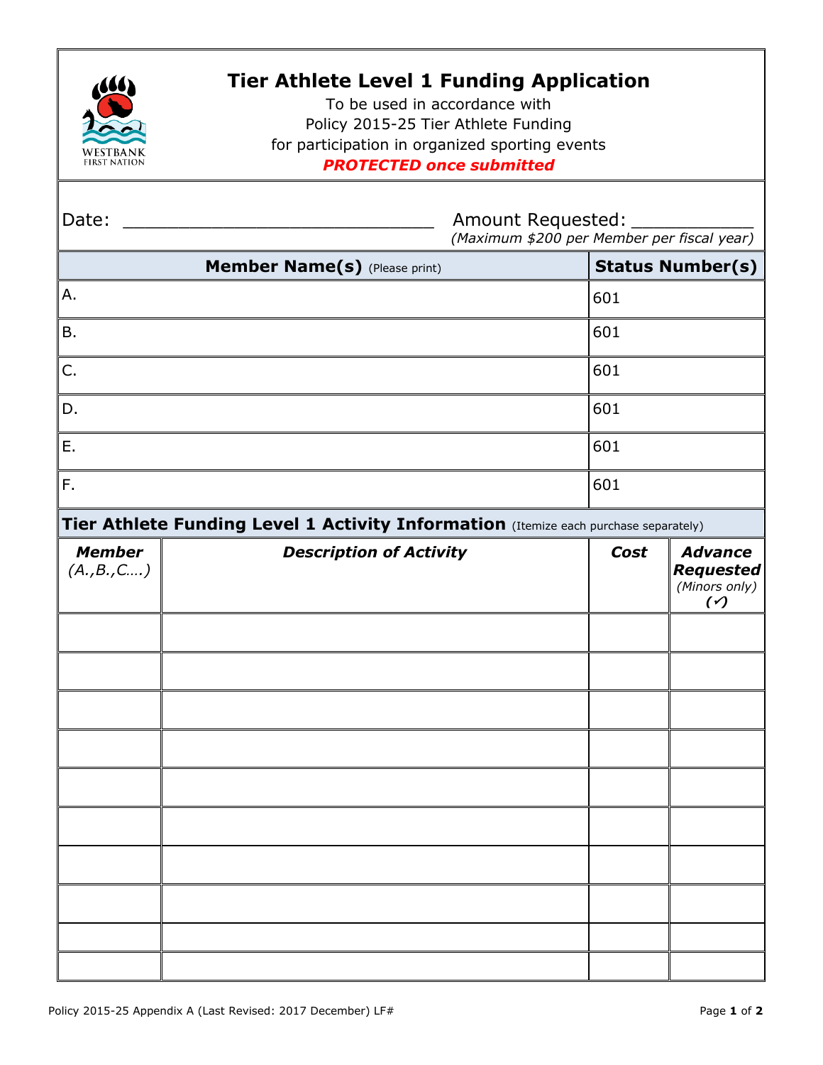WESTBANK FIRST NATION

# Tier Athlete Level 1 Funding Application

To be used in accordance with
Policy 2015-25 Tier Athlete Funding
for participation in organized sporting events
***PROTECTED once submitted***

Date: ____________________________ Amount Requested: ___________
*(Maximum $200 per Member per fiscal year)*

| **Member Name(s)** (Please print) | **Status Number(s)** |
|---|---|
| A. | 601 |
| B. | 601 |
| C. | 601 |
| D. | 601 |
| E. | 601 |
| F. | 601 |

**Tier Athlete Funding Level 1 Activity Information** (Itemize each purchase separately)

| ***Member*** *(A.,B.,C….)* | ***Description of Activity*** | ***Cost*** | ***Advance Requested*** *(Minors only)* *(✓)* |
|---|---|---|---|
| | | | |
| | | | |
| | | | |
| | | | |
| | | | |
| | | | |
| | | | |
| | | | |
| | | | |
| | | | |

Policy 2015-25 Appendix A (Last Revised: 2017 December) LF#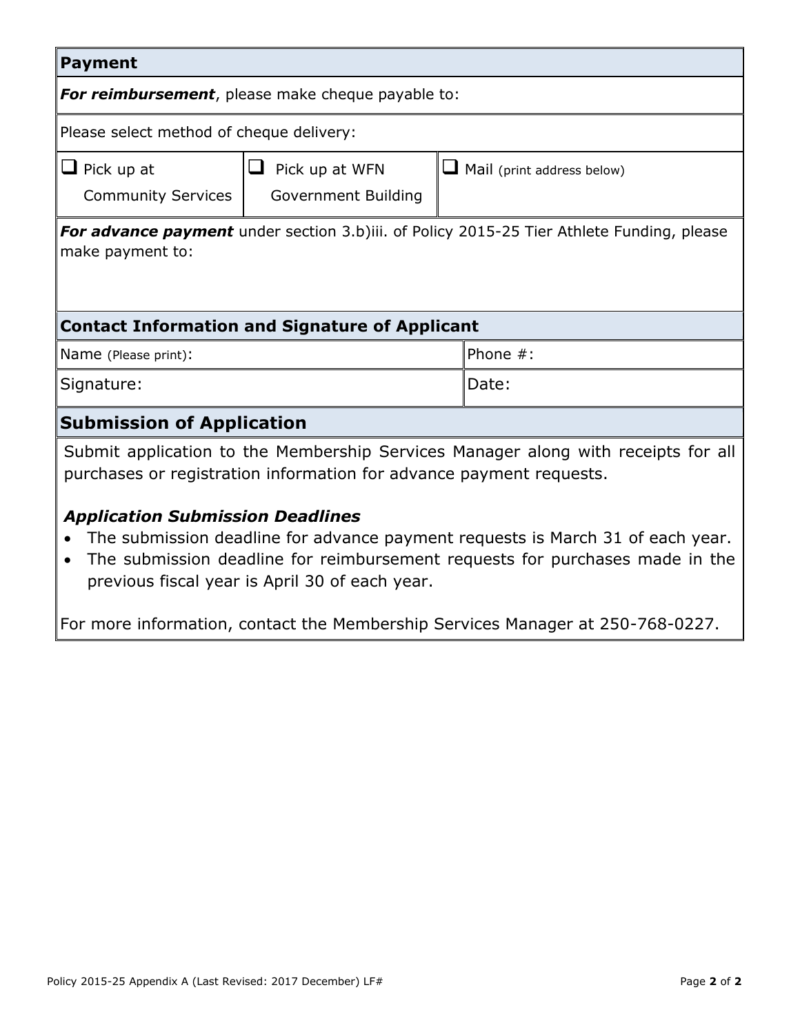## Payment

***For reimbursement***, please make cheque payable to:

Please select method of cheque delivery:

| | | |
|---|---|---|
| ❑ Pick up at Community Services | ❑ Pick up at WFN Government Building | ❑ Mail (print address below) |

***For advance payment*** under section 3.b)iii. of Policy 2015-25 Tier Athlete Funding, please make payment to:

## Contact Information and Signature of Applicant

| | |
|---|---|
| Name (Please print): | Phone #: |
| Signature: | Date: |

## Submission of Application

Submit application to the Membership Services Manager along with receipts for all purchases or registration information for advance payment requests.

### *Application Submission Deadlines*

- The submission deadline for advance payment requests is March 31 of each year.
- The submission deadline for reimbursement requests for purchases made in the previous fiscal year is April 30 of each year.

For more information, contact the Membership Services Manager at 250-768-0227.

Policy 2015-25 Appendix A (Last Revised: 2017 December) LF#